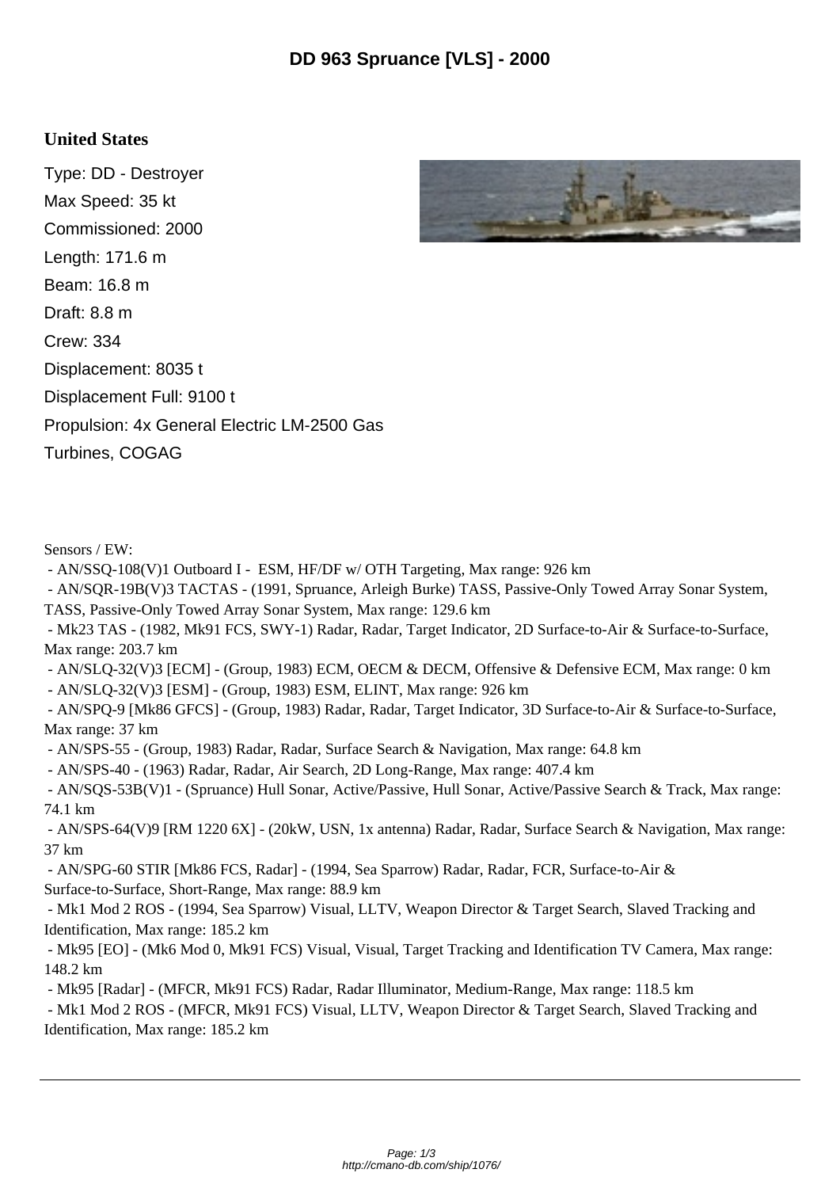# DD 963 Spruance [VLS] - 2000

## United States

Type: DD - Destroyer

Max Speed: 35 kt

Commissioned: 2000

Length: 171.6 m

Beam: 16.8 m

Draft: 8.8 m

Crew: 334

Displacement: 8035 t

Displacement Full: 9100 t

Propulsion: 4x General Electric LM-2500 Gas Turbines, COGAG

Sensors / EW:

- AN/SSQ-108(V)1 Outboard I - ESM, HF/DF w/ OTH Targeting, Max range: 926 km
- AN/SQR-19B(V)3 TACTAS - (1991, Spruance, Arleigh Burke) TASS, Passive-Only Towed Array Sonar System, TASS, Passive-Only Towed Array Sonar System, Max range: 129.6 km
- Mk23 TAS - (1982, Mk91 FCS, SWY-1) Radar, Radar, Target Indicator, 2D Surface-to-Air & Surface-to-Surface, Max range: 203.7 km
- AN/SLQ-32(V)3 [ECM] - (Group, 1983) ECM, OECM & DECM, Offensive & Defensive ECM, Max range: 0 km
- AN/SLQ-32(V)3 [ESM] - (Group, 1983) ESM, ELINT, Max range: 926 km
- AN/SPQ-9 [Mk86 GFCS] - (Group, 1983) Radar, Radar, Target Indicator, 3D Surface-to-Air & Surface-to-Surface, Max range: 37 km
- AN/SPS-55 - (Group, 1983) Radar, Radar, Surface Search & Navigation, Max range: 64.8 km
- AN/SPS-40 - (1963) Radar, Radar, Air Search, 2D Long-Range, Max range: 407.4 km
- AN/SQS-53B(V)1 - (Spruance) Hull Sonar, Active/Passive, Hull Sonar, Active/Passive Search & Track, Max range: 74.1 km
- AN/SPS-64(V)9 [RM 1220 6X] - (20kW, USN, 1x antenna) Radar, Radar, Surface Search & Navigation, Max range: 37 km
- AN/SPG-60 STIR [Mk86 FCS, Radar] - (1994, Sea Sparrow) Radar, Radar, FCR, Surface-to-Air & Surface-to-Surface, Short-Range, Max range: 88.9 km
- Mk1 Mod 2 ROS - (1994, Sea Sparrow) Visual, LLTV, Weapon Director & Target Search, Slaved Tracking and Identification, Max range: 185.2 km
- Mk95 [EO] - (Mk6 Mod 0, Mk91 FCS) Visual, Visual, Target Tracking and Identification TV Camera, Max range: 148.2 km
- Mk95 [Radar] - (MFCR, Mk91 FCS) Radar, Radar Illuminator, Medium-Range, Max range: 118.5 km
- Mk1 Mod 2 ROS - (MFCR, Mk91 FCS) Visual, LLTV, Weapon Director & Target Search, Slaved Tracking and Identification, Max range: 185.2 km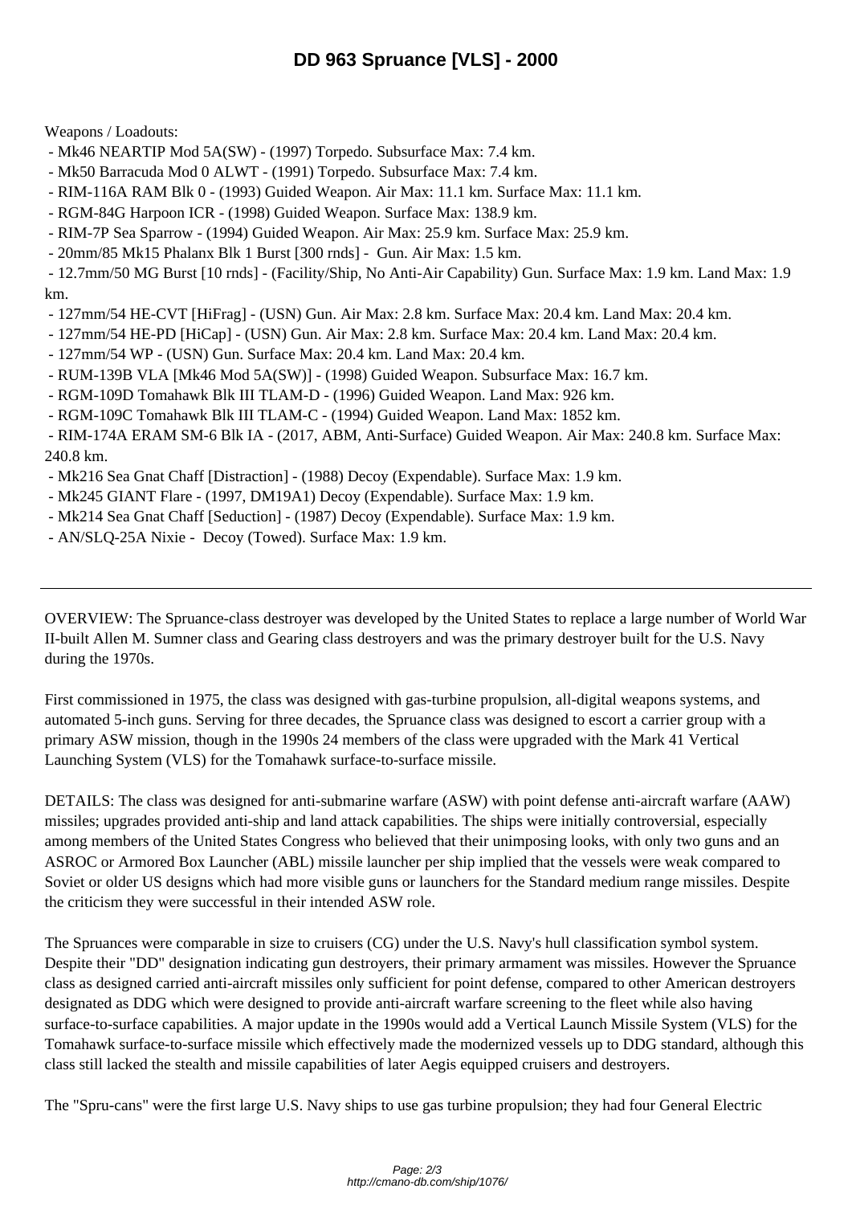Weapons / Loadouts:

- Mk46 NEARTIP Mod 5A(SW) - (1997) Torpedo. Subsurface Max: 7.4 km.
- Mk50 Barracuda Mod 0 ALWT - (1991) Torpedo. Subsurface Max: 7.4 km.
- RIM-116A RAM Blk 0 - (1993) Guided Weapon. Air Max: 11.1 km. Surface Max: 11.1 km.
- RGM-84G Harpoon ICR - (1998) Guided Weapon. Surface Max: 138.9 km.
- RIM-7P Sea Sparrow - (1994) Guided Weapon. Air Max: 25.9 km. Surface Max: 25.9 km.
- 20mm/85 Mk15 Phalanx Blk 1 Burst [300 rnds] - Gun. Air Max: 1.5 km.
- 12.7mm/50 MG Burst [10 rnds] - (Facility/Ship, No Anti-Air Capability) Gun. Surface Max: 1.9 km. Land Max: 1.9 km.
- 127mm/54 HE-CVT [HiFrag] - (USN) Gun. Air Max: 2.8 km. Surface Max: 20.4 km. Land Max: 20.4 km.
- 127mm/54 HE-PD [HiCap] - (USN) Gun. Air Max: 2.8 km. Surface Max: 20.4 km. Land Max: 20.4 km.
- 127mm/54 WP - (USN) Gun. Surface Max: 20.4 km. Land Max: 20.4 km.
- RUM-139B VLA [Mk46 Mod 5A(SW)] - (1998) Guided Weapon. Subsurface Max: 16.7 km.
- RGM-109D Tomahawk Blk III TLAM-D - (1996) Guided Weapon. Land Max: 926 km.
- RGM-109C Tomahawk Blk III TLAM-C - (1994) Guided Weapon. Land Max: 1852 km.
- RIM-174A ERAM SM-6 Blk IA - (2017, ABM, Anti-Surface) Guided Weapon. Air Max: 240.8 km. Surface Max: 240.8 km.
- Mk216 Sea Gnat Chaff [Distraction] - (1988) Decoy (Expendable). Surface Max: 1.9 km.
- Mk245 GIANT Flare - (1997, DM19A1) Decoy (Expendable). Surface Max: 1.9 km.
- Mk214 Sea Gnat Chaff [Seduction] - (1987) Decoy (Expendable). Surface Max: 1.9 km.
- AN/SLQ-25A Nixie - Decoy (Towed). Surface Max: 1.9 km.

---

OVERVIEW: The Spruance-class destroyer was developed by the United States to replace a large number of World War II-built Allen M. Sumner class and Gearing class destroyers and was the primary destroyer built for the U.S. Navy during the 1970s.

First commissioned in 1975, the class was designed with gas-turbine propulsion, all-digital weapons systems, and automated 5-inch guns. Serving for three decades, the Spruance class was designed to escort a carrier group with a primary ASW mission, though in the 1990s 24 members of the class were upgraded with the Mark 41 Vertical Launching System (VLS) for the Tomahawk surface-to-surface missile.

DETAILS: The class was designed for anti-submarine warfare (ASW) with point defense anti-aircraft warfare (AAW) missiles; upgrades provided anti-ship and land attack capabilities. The ships were initially controversial, especially among members of the United States Congress who believed that their unimposing looks, with only two guns and an ASROC or Armored Box Launcher (ABL) missile launcher per ship implied that the vessels were weak compared to Soviet or older US designs which had more visible guns or launchers for the Standard medium range missiles. Despite the criticism they were successful in their intended ASW role.

The Spruances were comparable in size to cruisers (CG) under the U.S. Navy's hull classification symbol system. Despite their "DD" designation indicating gun destroyers, their primary armament was missiles. However the Spruance class as designed carried anti-aircraft missiles only sufficient for point defense, compared to other American destroyers designated as DDG which were designed to provide anti-aircraft warfare screening to the fleet while also having surface-to-surface capabilities. A major update in the 1990s would add a Vertical Launch Missile System (VLS) for the Tomahawk surface-to-surface missile which effectively made the modernized vessels up to DDG standard, although this class still lacked the stealth and missile capabilities of later Aegis equipped cruisers and destroyers.

The "Spru-cans" were the first large U.S. Navy ships to use gas turbine propulsion; they had four General Electric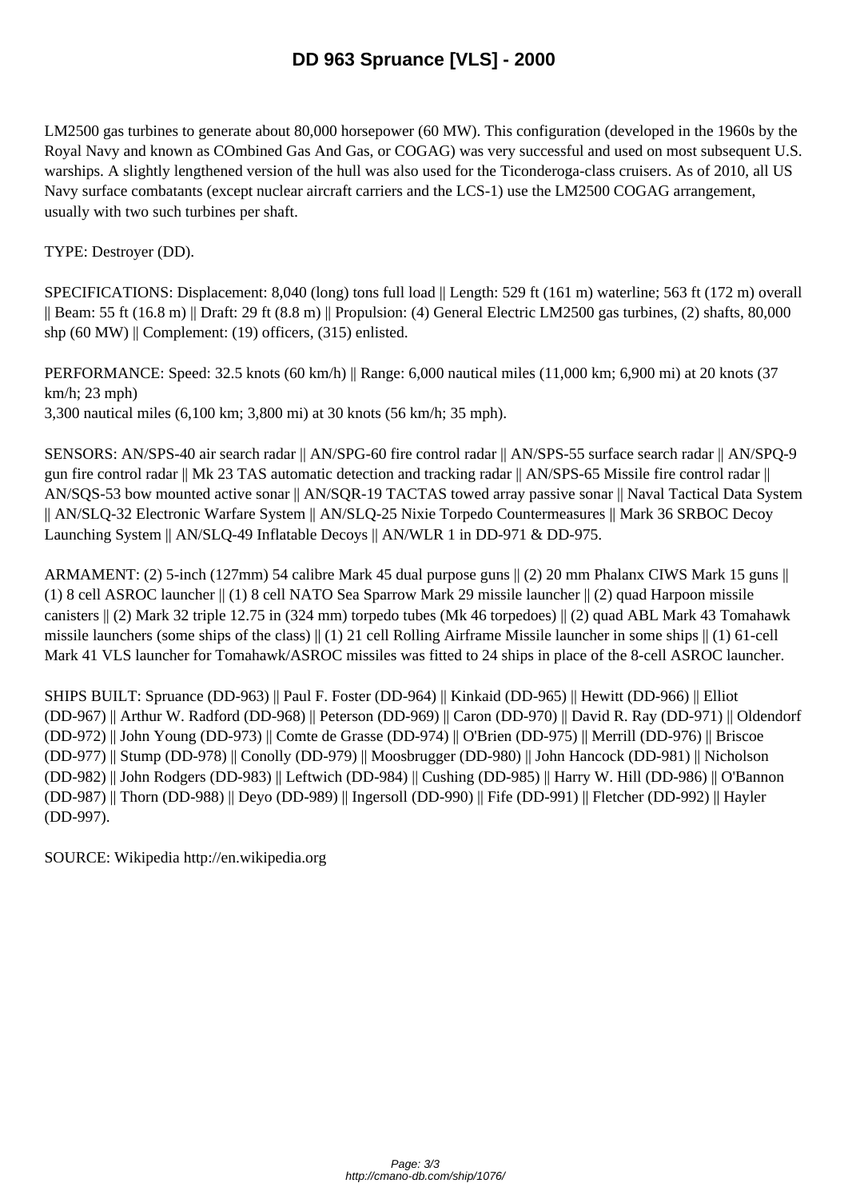LM2500 gas turbines to generate about 80,000 horsepower (60 MW). This configuration (developed in the 1960s by the Royal Navy and known as COmbined Gas And Gas, or COGAG) was very successful and used on most subsequent U.S. warships. A slightly lengthened version of the hull was also used for the Ticonderoga-class cruisers. As of 2010, all US Navy surface combatants (except nuclear aircraft carriers and the LCS-1) use the LM2500 COGAG arrangement, usually with two such turbines per shaft.

TYPE: Destroyer (DD).

SPECIFICATIONS: Displacement: 8,040 (long) tons full load || Length: 529 ft (161 m) waterline; 563 ft (172 m) overall || Beam: 55 ft (16.8 m) || Draft: 29 ft (8.8 m) || Propulsion: (4) General Electric LM2500 gas turbines, (2) shafts, 80,000 shp (60 MW) || Complement: (19) officers, (315) enlisted.

PERFORMANCE: Speed: 32.5 knots (60 km/h) || Range: 6,000 nautical miles (11,000 km; 6,900 mi) at 20 knots (37 km/h; 23 mph)
3,300 nautical miles (6,100 km; 3,800 mi) at 30 knots (56 km/h; 35 mph).

SENSORS: AN/SPS-40 air search radar || AN/SPG-60 fire control radar || AN/SPS-55 surface search radar || AN/SPQ-9 gun fire control radar || Mk 23 TAS automatic detection and tracking radar || AN/SPS-65 Missile fire control radar || AN/SQS-53 bow mounted active sonar || AN/SQR-19 TACTAS towed array passive sonar || Naval Tactical Data System || AN/SLQ-32 Electronic Warfare System || AN/SLQ-25 Nixie Torpedo Countermeasures || Mark 36 SRBOC Decoy Launching System || AN/SLQ-49 Inflatable Decoys || AN/WLR 1 in DD-971 & DD-975.

ARMAMENT: (2) 5-inch (127mm) 54 calibre Mark 45 dual purpose guns || (2) 20 mm Phalanx CIWS Mark 15 guns || (1) 8 cell ASROC launcher || (1) 8 cell NATO Sea Sparrow Mark 29 missile launcher || (2) quad Harpoon missile canisters || (2) Mark 32 triple 12.75 in (324 mm) torpedo tubes (Mk 46 torpedoes) || (2) quad ABL Mark 43 Tomahawk missile launchers (some ships of the class) || (1) 21 cell Rolling Airframe Missile launcher in some ships || (1) 61-cell Mark 41 VLS launcher for Tomahawk/ASROC missiles was fitted to 24 ships in place of the 8-cell ASROC launcher.

SHIPS BUILT: Spruance (DD-963) || Paul F. Foster (DD-964) || Kinkaid (DD-965) || Hewitt (DD-966) || Elliot (DD-967) || Arthur W. Radford (DD-968) || Peterson (DD-969) || Caron (DD-970) || David R. Ray (DD-971) || Oldendorf (DD-972) || John Young (DD-973) || Comte de Grasse (DD-974) || O'Brien (DD-975) || Merrill (DD-976) || Briscoe (DD-977) || Stump (DD-978) || Conolly (DD-979) || Moosbrugger (DD-980) || John Hancock (DD-981) || Nicholson (DD-982) || John Rodgers (DD-983) || Leftwich (DD-984) || Cushing (DD-985) || Harry W. Hill (DD-986) || O'Bannon (DD-987) || Thorn (DD-988) || Deyo (DD-989) || Ingersoll (DD-990) || Fife (DD-991) || Fletcher (DD-992) || Hayler (DD-997).

SOURCE: Wikipedia http://en.wikipedia.org